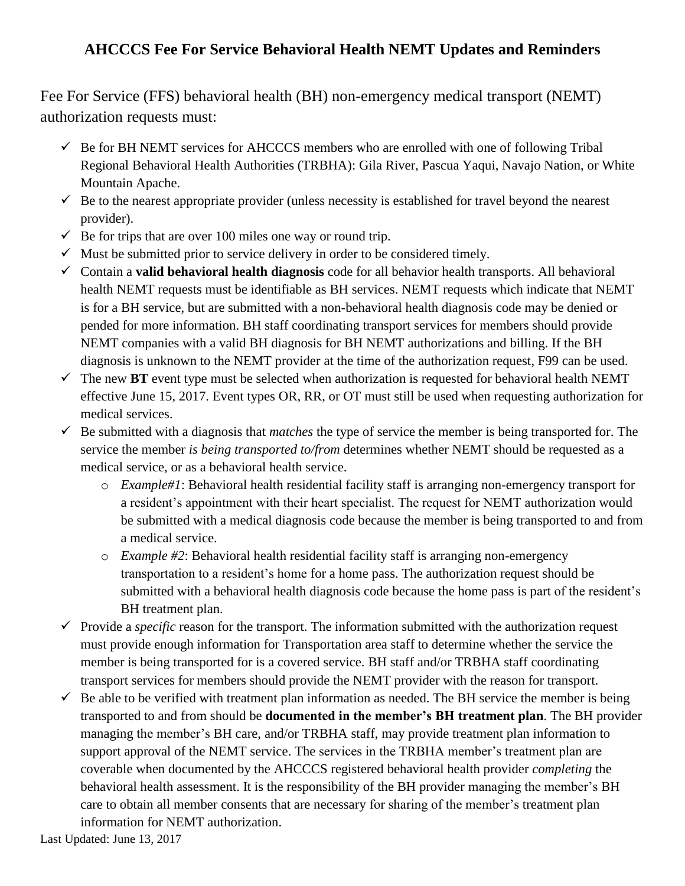# AHCCCS Fee For Service Behavioral Health NEMT Updates and Reminders

Fee For Service (FFS) behavioral health (BH) non-emergency medical transport (NEMT) authorization requests must:

- ✓ Be for BH NEMT services for AHCCCS members who are enrolled with one of following Tribal Regional Behavioral Health Authorities (TRBHA): Gila River, Pascua Yaqui, Navajo Nation, or White Mountain Apache.
- ✓ Be to the nearest appropriate provider (unless necessity is established for travel beyond the nearest provider).
- ✓ Be for trips that are over 100 miles one way or round trip.
- ✓ Must be submitted prior to service delivery in order to be considered timely.
- ✓ Contain a **valid behavioral health diagnosis** code for all behavior health transports. All behavioral health NEMT requests must be identifiable as BH services. NEMT requests which indicate that NEMT is for a BH service, but are submitted with a non-behavioral health diagnosis code may be denied or pended for more information. BH staff coordinating transport services for members should provide NEMT companies with a valid BH diagnosis for BH NEMT authorizations and billing. If the BH diagnosis is unknown to the NEMT provider at the time of the authorization request, F99 can be used.
- ✓ The new **BT** event type must be selected when authorization is requested for behavioral health NEMT effective June 15, 2017. Event types OR, RR, or OT must still be used when requesting authorization for medical services.
- ✓ Be submitted with a diagnosis that *matches* the type of service the member is being transported for. The service the member *is being transported to/from* determines whether NEMT should be requested as a medical service, or as a behavioral health service.
  - *Example#1*: Behavioral health residential facility staff is arranging non-emergency transport for a resident's appointment with their heart specialist. The request for NEMT authorization would be submitted with a medical diagnosis code because the member is being transported to and from a medical service.
  - *Example #2*: Behavioral health residential facility staff is arranging non-emergency transportation to a resident's home for a home pass. The authorization request should be submitted with a behavioral health diagnosis code because the home pass is part of the resident's BH treatment plan.
- ✓ Provide a *specific* reason for the transport. The information submitted with the authorization request must provide enough information for Transportation area staff to determine whether the service the member is being transported for is a covered service. BH staff and/or TRBHA staff coordinating transport services for members should provide the NEMT provider with the reason for transport.
- ✓ Be able to be verified with treatment plan information as needed. The BH service the member is being transported to and from should be **documented in the member's BH treatment plan**. The BH provider managing the member's BH care, and/or TRBHA staff, may provide treatment plan information to support approval of the NEMT service. The services in the TRBHA member's treatment plan are coverable when documented by the AHCCCS registered behavioral health provider *completing* the behavioral health assessment. It is the responsibility of the BH provider managing the member's BH care to obtain all member consents that are necessary for sharing of the member's treatment plan information for NEMT authorization.

Last Updated: June 13, 2017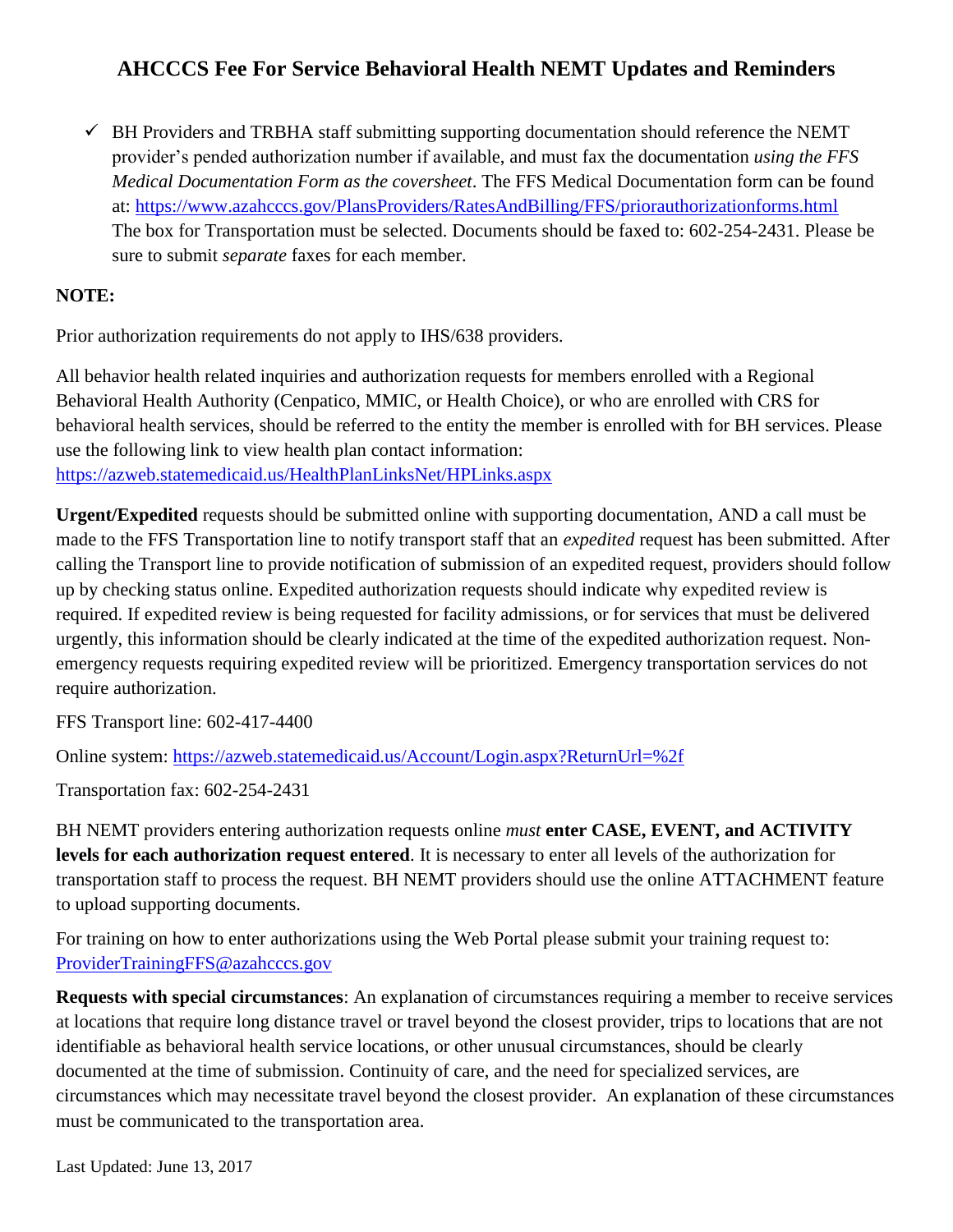# AHCCCS Fee For Service Behavioral Health NEMT Updates and Reminders

- ✓ BH Providers and TRBHA staff submitting supporting documentation should reference the NEMT provider's pended authorization number if available, and must fax the documentation *using the FFS Medical Documentation Form as the coversheet*. The FFS Medical Documentation form can be found at: [https://www.azahcccs.gov/PlansProviders/RatesAndBilling/FFS/priorauthorizationforms.html](https://www.azahcccs.gov/PlansProviders/RatesAndBilling/FFS/priorauthorizationforms.html) The box for Transportation must be selected. Documents should be faxed to: 602-254-2431. Please be sure to submit *separate* faxes for each member.

**NOTE:**

Prior authorization requirements do not apply to IHS/638 providers.

All behavior health related inquiries and authorization requests for members enrolled with a Regional Behavioral Health Authority (Cenpatico, MMIC, or Health Choice), or who are enrolled with CRS for behavioral health services, should be referred to the entity the member is enrolled with for BH services. Please use the following link to view health plan contact information: [https://azweb.statemedicaid.us/HealthPlanLinksNet/HPLinks.aspx](https://azweb.statemedicaid.us/HealthPlanLinksNet/HPLinks.aspx)

**Urgent/Expedited** requests should be submitted online with supporting documentation, AND a call must be made to the FFS Transportation line to notify transport staff that an *expedited* request has been submitted. After calling the Transport line to provide notification of submission of an expedited request, providers should follow up by checking status online. Expedited authorization requests should indicate why expedited review is required. If expedited review is being requested for facility admissions, or for services that must be delivered urgently, this information should be clearly indicated at the time of the expedited authorization request. Non-emergency requests requiring expedited review will be prioritized. Emergency transportation services do not require authorization.

FFS Transport line: 602-417-4400

Online system: [https://azweb.statemedicaid.us/Account/Login.aspx?ReturnUrl=%2f](https://azweb.statemedicaid.us/Account/Login.aspx?ReturnUrl=%2f)

Transportation fax: 602-254-2431

BH NEMT providers entering authorization requests online *must* **enter CASE, EVENT, and ACTIVITY levels for each authorization request entered**. It is necessary to enter all levels of the authorization for transportation staff to process the request. BH NEMT providers should use the online ATTACHMENT feature to upload supporting documents.

For training on how to enter authorizations using the Web Portal please submit your training request to: [ProviderTrainingFFS@azahcccs.gov](mailto:ProviderTrainingFFS@azahcccs.gov)

**Requests with special circumstances**: An explanation of circumstances requiring a member to receive services at locations that require long distance travel or travel beyond the closest provider, trips to locations that are not identifiable as behavioral health service locations, or other unusual circumstances, should be clearly documented at the time of submission. Continuity of care, and the need for specialized services, are circumstances which may necessitate travel beyond the closest provider. An explanation of these circumstances must be communicated to the transportation area.

Last Updated: June 13, 2017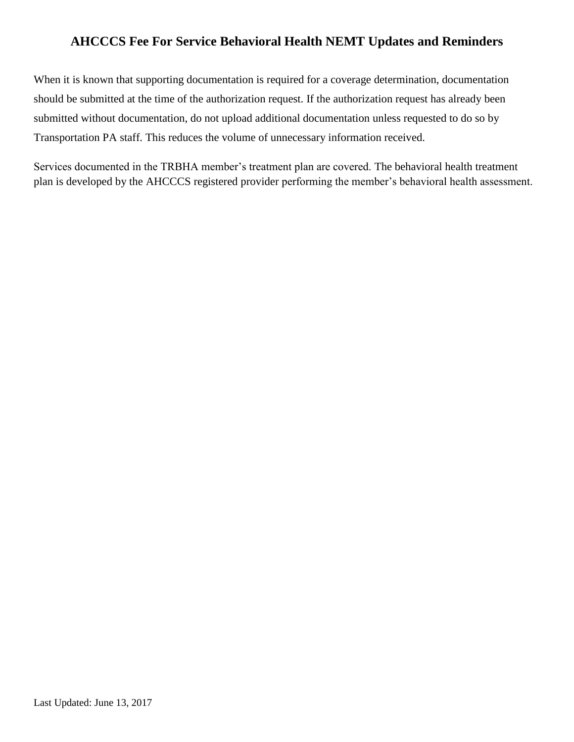# AHCCCS Fee For Service Behavioral Health NEMT Updates and Reminders

When it is known that supporting documentation is required for a coverage determination, documentation should be submitted at the time of the authorization request. If the authorization request has already been submitted without documentation, do not upload additional documentation unless requested to do so by Transportation PA staff. This reduces the volume of unnecessary information received.

Services documented in the TRBHA member's treatment plan are covered. The behavioral health treatment plan is developed by the AHCCCS registered provider performing the member's behavioral health assessment.

Last Updated: June 13, 2017